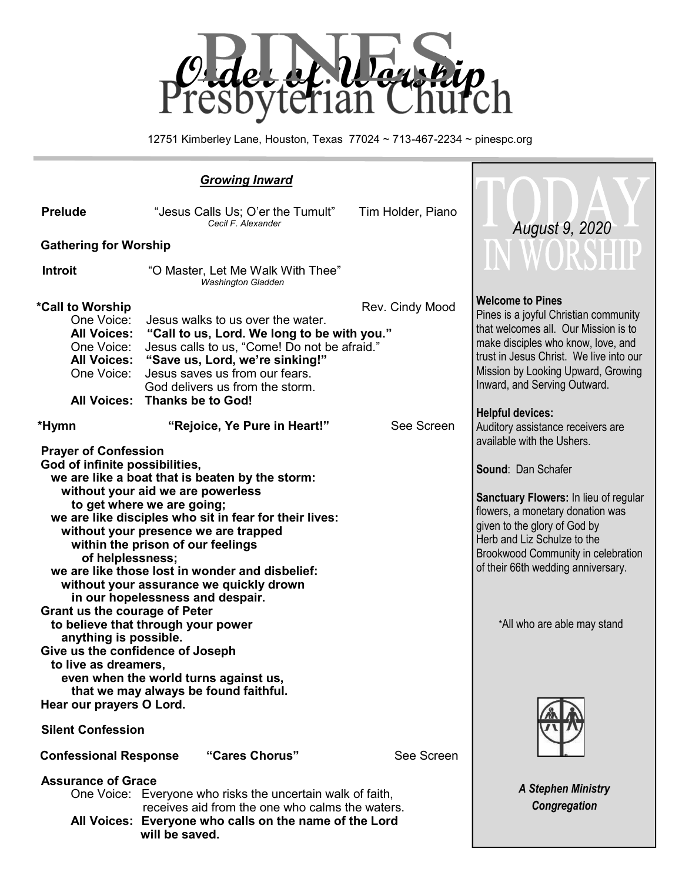# Order of Worship

# PINES Presbyterian Church

12751 Kimberley Lane, Houston, Texas 77024 ~ 713-467-2234 ~ pinespc.org

## ***Growing Inward***

**Prelude** "Jesus Calls Us; O'er the Tumult" Tim Holder, Piano
*Cecil F. Alexander*

**Gathering for Worship**

**Introit** "O Master, Let Me Walk With Thee"
*Washington Gladden*

**\*Call to Worship** Rev. Cindy Mood

One Voice: Jesus walks to us over the water.
**All Voices: "Call to us, Lord. We long to be with you."**
One Voice: Jesus calls to us, "Come! Do not be afraid."
**All Voices: "Save us, Lord, we're sinking!"**
One Voice: Jesus saves us from our fears.
God delivers us from the storm.
**All Voices: Thanks be to God!**

**\*Hymn "Rejoice, Ye Pure in Heart!"** See Screen

**Prayer of Confession**

**God of infinite possibilities,
we are like a boat that is beaten by the storm:
without your aid we are powerless
to get where we are going;
we are like disciples who sit in fear for their lives:
without your presence we are trapped
within the prison of our feelings
of helplessness;
we are like those lost in wonder and disbelief:
without your assurance we quickly drown
in our hopelessness and despair.
Grant us the courage of Peter
to believe that through your power
anything is possible.
Give us the confidence of Joseph
to live as dreamers,
even when the world turns against us,
that we may always be found faithful.
Hear our prayers O Lord.**

**Silent Confession**

**Confessional Response "Cares Chorus"** See Screen

**Assurance of Grace**

One Voice: Everyone who risks the uncertain walk of faith,
receives aid from the one who calms the waters.
**All Voices: Everyone who calls on the name of the Lord
will be saved.**

---

# TODAY IN WORSHIP

*August 9, 2020*

**Welcome to Pines**
Pines is a joyful Christian community that welcomes all. Our Mission is to make disciples who know, love, and trust in Jesus Christ. We live into our Mission by Looking Upward, Growing Inward, and Serving Outward.

**Helpful devices:**
Auditory assistance receivers are available with the Ushers.

**Sound**: Dan Schafer

**Sanctuary Flowers:** In lieu of regular flowers, a monetary donation was given to the glory of God by Herb and Liz Schulze to the Brookwood Community in celebration of their 66th wedding anniversary.

\*All who are able may stand

***A Stephen Ministry Congregation***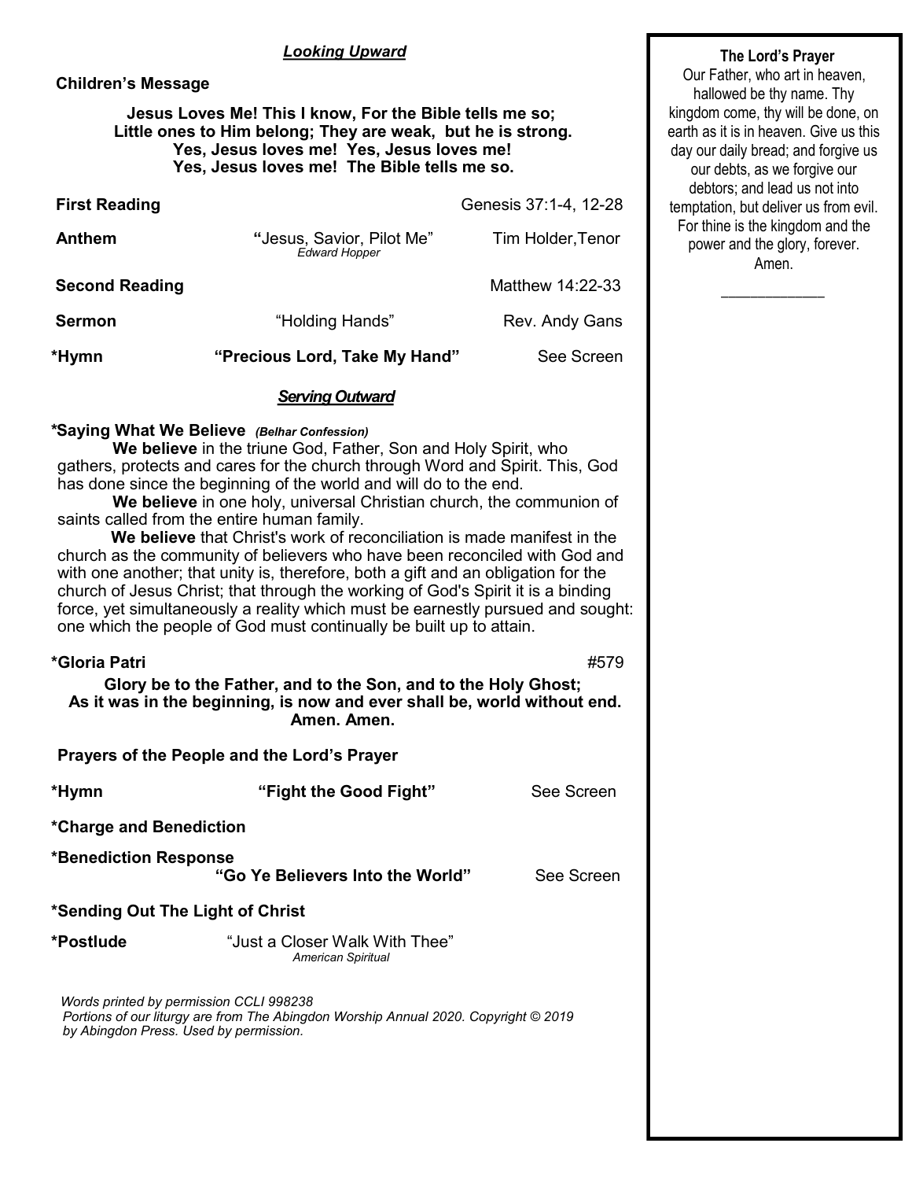## *Looking Upward*

**Children's Message**

**Jesus Loves Me! This I know, For the Bible tells me so;
Little ones to Him belong; They are weak, but he is strong.
Yes, Jesus loves me! Yes, Jesus loves me!
Yes, Jesus loves me! The Bible tells me so.**

**First Reading** Genesis 37:1-4, 12-28

**Anthem** "Jesus, Savior, Pilot Me" Tim Holder,Tenor
*Edward Hopper*

**Second Reading** Matthew 14:22-33

**Sermon** "Holding Hands" Rev. Andy Gans

***Hymn** **"Precious Lord, Take My Hand"** See Screen

## *Serving Outward*

***Saying What We Believe** ***(Belhar Confession)***

**We believe** in the triune God, Father, Son and Holy Spirit, who gathers, protects and cares for the church through Word and Spirit. This, God has done since the beginning of the world and will do to the end.

**We believe** in one holy, universal Christian church, the communion of saints called from the entire human family.

**We believe** that Christ's work of reconciliation is made manifest in the church as the community of believers who have been reconciled with God and with one another; that unity is, therefore, both a gift and an obligation for the church of Jesus Christ; that through the working of God's Spirit it is a binding force, yet simultaneously a reality which must be earnestly pursued and sought: one which the people of God must continually be built up to attain.

***Gloria Patri** #579

**Glory be to the Father, and to the Son, and to the Holy Ghost;
As it was in the beginning, is now and ever shall be, world without end.
Amen. Amen.**

**Prayers of the People and the Lord's Prayer**

***Hymn** **"Fight the Good Fight"** See Screen

***Charge and Benediction**

***Benediction Response**
**"Go Ye Believers Into the World"** See Screen

***Sending Out The Light of Christ**

***Postlude** "Just a Closer Walk With Thee"
*American Spiritual*

*Words printed by permission CCLI 998238*
*Portions of our liturgy are from The Abingdon Worship Annual 2020. Copyright © 2019 by Abingdon Press. Used by permission.*

**The Lord's Prayer**

Our Father, who art in heaven, hallowed be thy name. Thy kingdom come, thy will be done, on earth as it is in heaven. Give us this day our daily bread; and forgive us our debts, as we forgive our debtors; and lead us not into temptation, but deliver us from evil. For thine is the kingdom and the power and the glory, forever. Amen.

\_\_\_\_\_\_\_\_\_\_\_\_\_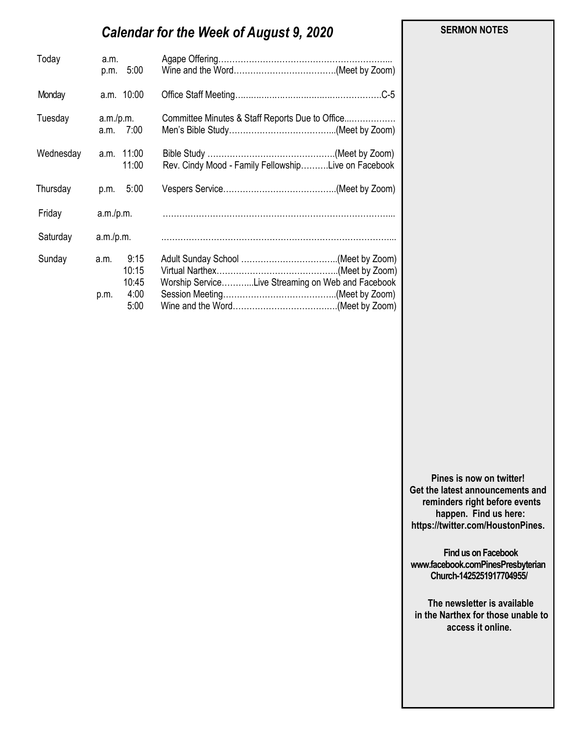# *Calendar for the Week of August 9, 2020*

| Day | Time | | Event |
|---|---|---|---|
| Today | a.m. | | Agape Offering………………………………………………………... |
| | p.m. | 5:00 | Wine and the Word……………………………….(Meet by Zoom) |
| Monday | a.m. | 10:00 | Office Staff Meeting…………………………………………….C-5 |
| Tuesday | a.m./p.m. | | Committee Minutes & Staff Reports Due to Office..……………… |
| | a.m. | 7:00 | Men's Bible Study………………………………...(Meet by Zoom) |
| Wednesday | a.m. | 11:00 | Bible Study ……………………………………….(Meet by Zoom) |
| | | 11:00 | Rev. Cindy Mood - Family Fellowship……….Live on Facebook |
| Thursday | p.m. | 5:00 | Vespers Service…………………………………..(Meet by Zoom) |
| Friday | a.m./p.m. | | ……………………………………………………………………... |
| Saturday | a.m./p.m. | | ……………………………………………………………………... |
| Sunday | a.m. | 9:15 | Adult Sunday School ……………………………..(Meet by Zoom) |
| | | 10:15 | Virtual Narthex……………………………………..(Meet by Zoom) |
| | | 10:45 | Worship Service………...Live Streaming on Web and Facebook |
| | p.m. | 4:00 | Session Meeting…………………………………..(Meet by Zoom) |
| | | 5:00 | Wine and the Word……………………………….(Meet by Zoom) |

**SERMON NOTES**

**Pines is now on twitter! Get the latest announcements and reminders right before events happen. Find us here: https://twitter.com/HoustonPines.**

**Find us on Facebook www.facebook.comPinesPresbyterian Church-1425251917704955/**

**The newsletter is available in the Narthex for those unable to access it online.**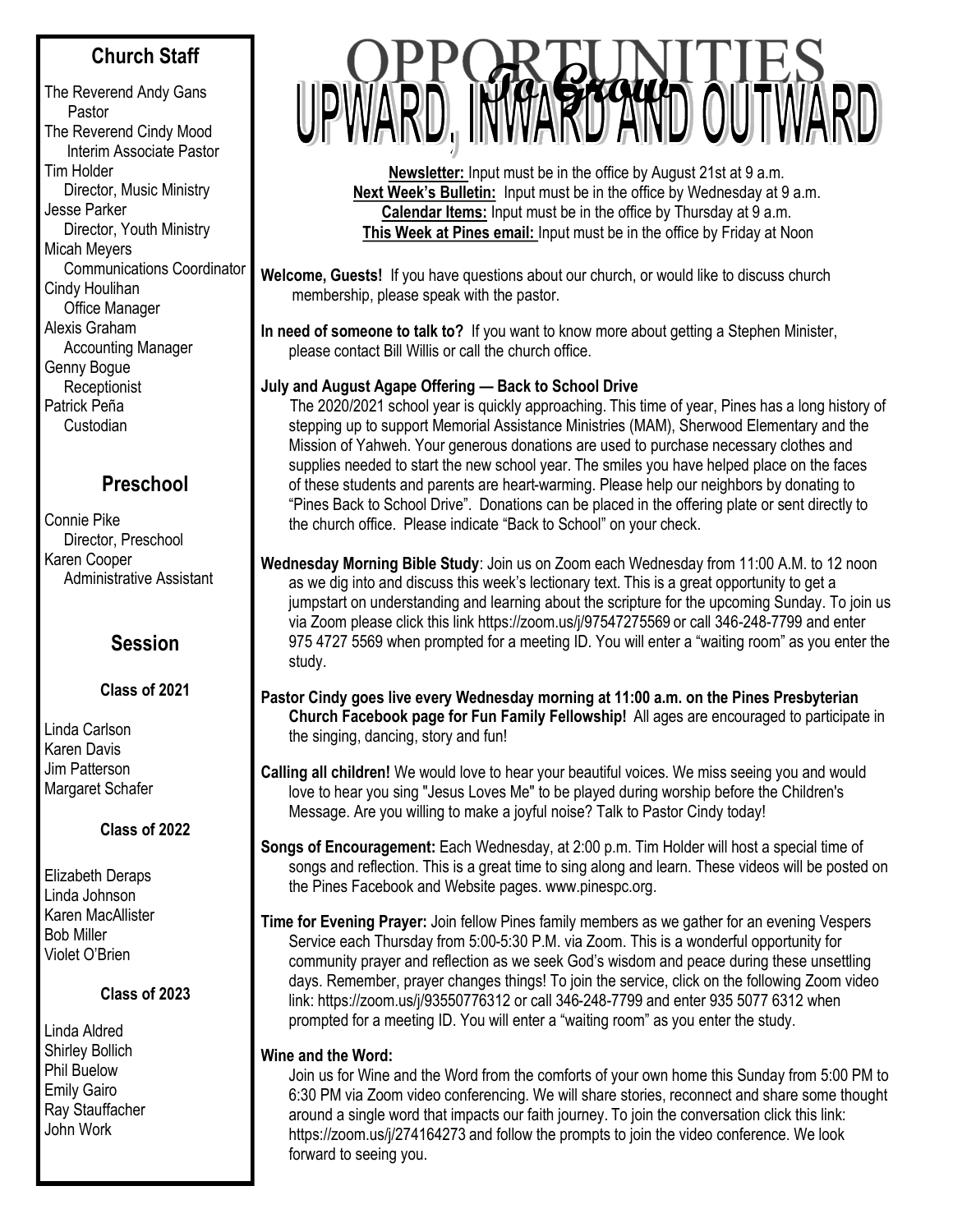## Church Staff

The Reverend Andy Gans
Pastor
The Reverend Cindy Mood
Interim Associate Pastor
Tim Holder
Director, Music Ministry
Jesse Parker
Director, Youth Ministry
Micah Meyers
Communications Coordinator
Cindy Houlihan
Office Manager
Alexis Graham
Accounting Manager
Genny Bogue
Receptionist
Patrick Peña
Custodian

## Preschool

Connie Pike
Director, Preschool
Karen Cooper
Administrative Assistant

## Session

### Class of 2021

Linda Carlson
Karen Davis
Jim Patterson
Margaret Schafer

### Class of 2022

Elizabeth Deraps
Linda Johnson
Karen MacAllister
Bob Miller
Violet O'Brien

### Class of 2023

Linda Aldred
Shirley Bollich
Phil Buelow
Emily Gairo
Ray Stauffacher
John Work

# OPPORTUNITIES To Grow UPWARD, INWARD AND OUTWARD

**Newsletter:** Input must be in the office by August 21st at 9 a.m.
**Next Week's Bulletin:** Input must be in the office by Wednesday at 9 a.m.
**Calendar Items:** Input must be in the office by Thursday at 9 a.m.
**This Week at Pines email:** Input must be in the office by Friday at Noon

**Welcome, Guests!** If you have questions about our church, or would like to discuss church membership, please speak with the pastor.

**In need of someone to talk to?** If you want to know more about getting a Stephen Minister, please contact Bill Willis or call the church office.

**July and August Agape Offering — Back to School Drive**
The 2020/2021 school year is quickly approaching. This time of year, Pines has a long history of stepping up to support Memorial Assistance Ministries (MAM), Sherwood Elementary and the Mission of Yahweh. Your generous donations are used to purchase necessary clothes and supplies needed to start the new school year. The smiles you have helped place on the faces of these students and parents are heart-warming. Please help our neighbors by donating to "Pines Back to School Drive". Donations can be placed in the offering plate or sent directly to the church office. Please indicate "Back to School" on your check.

**Wednesday Morning Bible Study**: Join us on Zoom each Wednesday from 11:00 A.M. to 12 noon as we dig into and discuss this week's lectionary text. This is a great opportunity to get a jumpstart on understanding and learning about the scripture for the upcoming Sunday. To join us via Zoom please click this link https://zoom.us/j/97547275569 or call 346-248-7799 and enter 975 4727 5569 when prompted for a meeting ID. You will enter a "waiting room" as you enter the study.

**Pastor Cindy goes live every Wednesday morning at 11:00 a.m. on the Pines Presbyterian Church Facebook page for Fun Family Fellowship!** All ages are encouraged to participate in the singing, dancing, story and fun!

**Calling all children!** We would love to hear your beautiful voices. We miss seeing you and would love to hear you sing "Jesus Loves Me" to be played during worship before the Children's Message. Are you willing to make a joyful noise? Talk to Pastor Cindy today!

**Songs of Encouragement:** Each Wednesday, at 2:00 p.m. Tim Holder will host a special time of songs and reflection. This is a great time to sing along and learn. These videos will be posted on the Pines Facebook and Website pages. www.pinespc.org.

**Time for Evening Prayer:** Join fellow Pines family members as we gather for an evening Vespers Service each Thursday from 5:00-5:30 P.M. via Zoom. This is a wonderful opportunity for community prayer and reflection as we seek God's wisdom and peace during these unsettling days. Remember, prayer changes things! To join the service, click on the following Zoom video link: https://zoom.us/j/93550776312 or call 346-248-7799 and enter 935 5077 6312 when prompted for a meeting ID. You will enter a "waiting room" as you enter the study.

**Wine and the Word:**
Join us for Wine and the Word from the comforts of your own home this Sunday from 5:00 PM to 6:30 PM via Zoom video conferencing. We will share stories, reconnect and share some thought around a single word that impacts our faith journey. To join the conversation click this link: https://zoom.us/j/274164273 and follow the prompts to join the video conference. We look forward to seeing you.